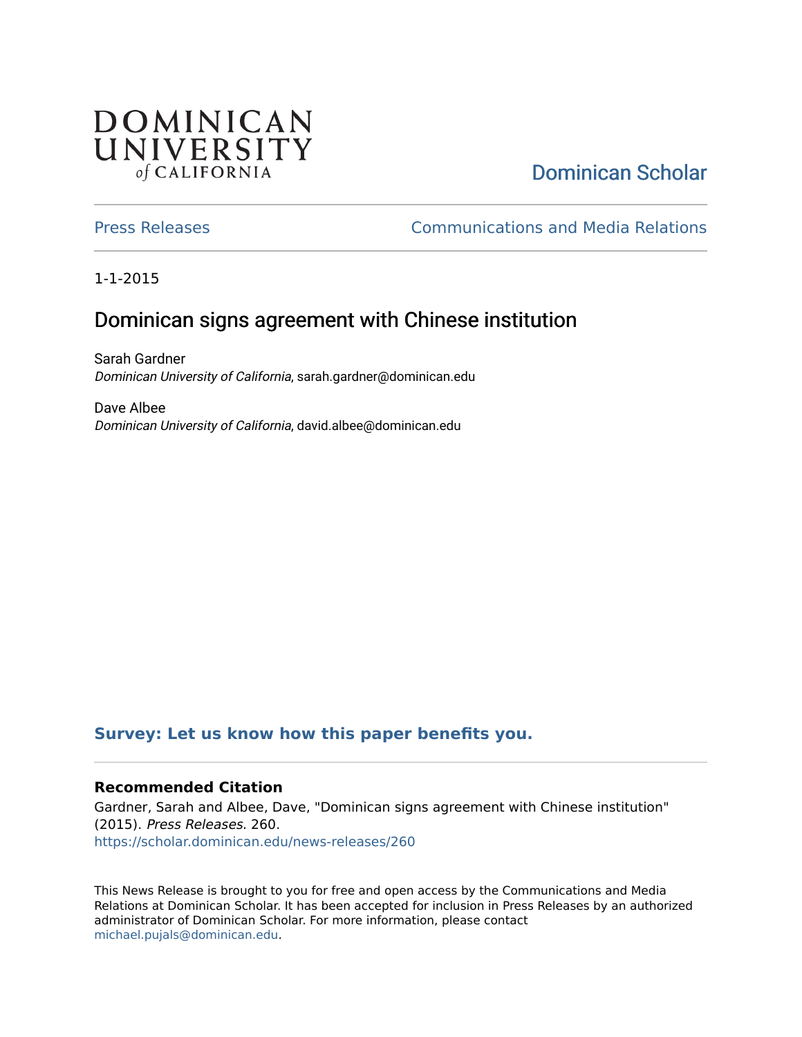DOMINICAN UNIVERSITY of CALIFORNIA

Dominican Scholar

Press Releases

Communications and Media Relations

1-1-2015

# Dominican signs agreement with Chinese institution

Sarah Gardner
*Dominican University of California*, sarah.gardner@dominican.edu

Dave Albee
*Dominican University of California*, david.albee@dominican.edu

**Survey: Let us know how this paper benefits you.**

### Recommended Citation

Gardner, Sarah and Albee, Dave, "Dominican signs agreement with Chinese institution" (2015). *Press Releases*. 260.
https://scholar.dominican.edu/news-releases/260

This News Release is brought to you for free and open access by the Communications and Media Relations at Dominican Scholar. It has been accepted for inclusion in Press Releases by an authorized administrator of Dominican Scholar. For more information, please contact michael.pujals@dominican.edu.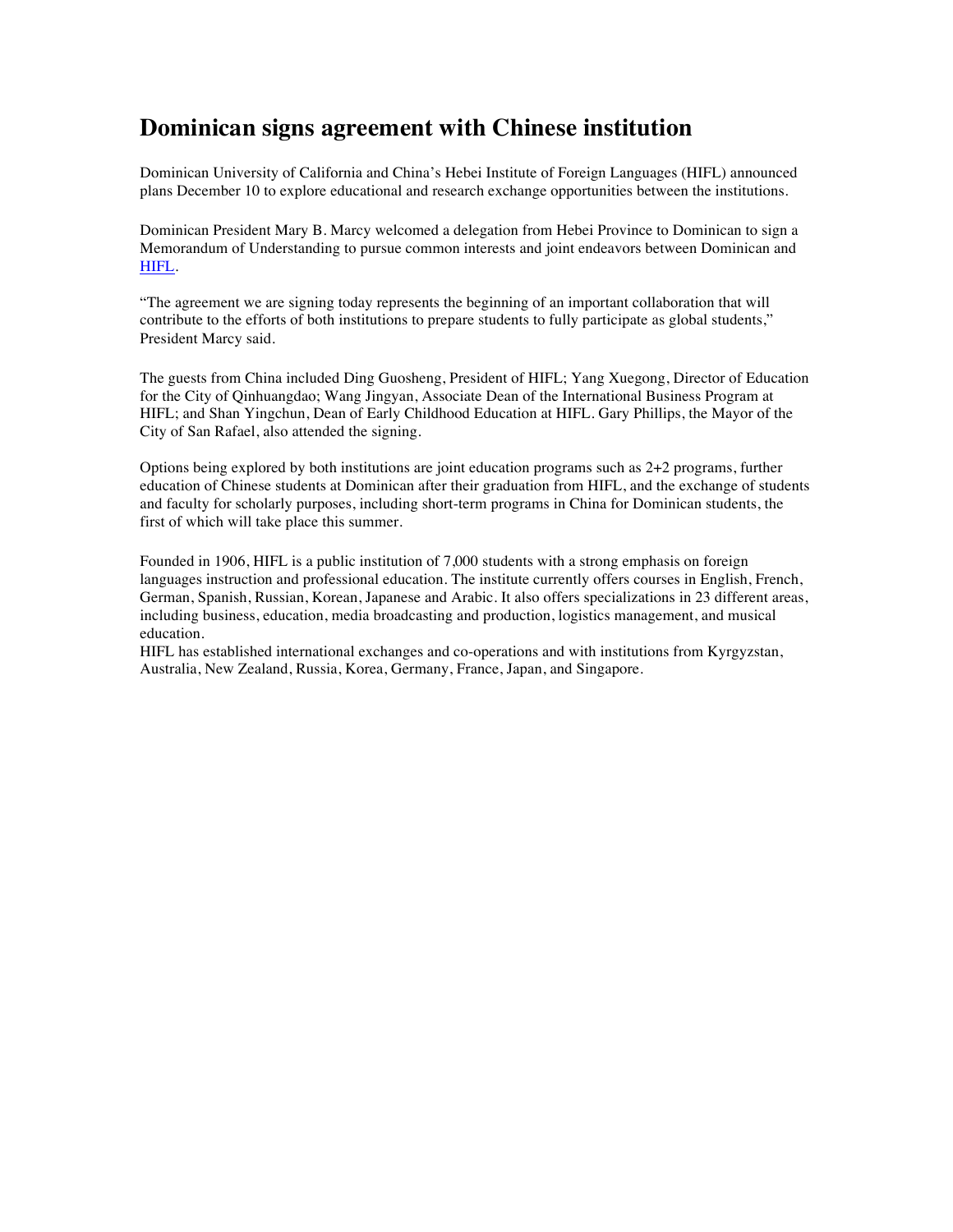# Dominican signs agreement with Chinese institution

Dominican University of California and China's Hebei Institute of Foreign Languages (HIFL) announced plans December 10 to explore educational and research exchange opportunities between the institutions.

Dominican President Mary B. Marcy welcomed a delegation from Hebei Province to Dominican to sign a Memorandum of Understanding to pursue common interests and joint endeavors between Dominican and HIFL.

"The agreement we are signing today represents the beginning of an important collaboration that will contribute to the efforts of both institutions to prepare students to fully participate as global students," President Marcy said.

The guests from China included Ding Guosheng, President of HIFL; Yang Xuegong, Director of Education for the City of Qinhuangdao; Wang Jingyan, Associate Dean of the International Business Program at HIFL; and Shan Yingchun, Dean of Early Childhood Education at HIFL. Gary Phillips, the Mayor of the City of San Rafael, also attended the signing.

Options being explored by both institutions are joint education programs such as 2+2 programs, further education of Chinese students at Dominican after their graduation from HIFL, and the exchange of students and faculty for scholarly purposes, including short-term programs in China for Dominican students, the first of which will take place this summer.

Founded in 1906, HIFL is a public institution of 7,000 students with a strong emphasis on foreign languages instruction and professional education. The institute currently offers courses in English, French, German, Spanish, Russian, Korean, Japanese and Arabic. It also offers specializations in 23 different areas, including business, education, media broadcasting and production, logistics management, and musical education.
HIFL has established international exchanges and co-operations and with institutions from Kyrgyzstan, Australia, New Zealand, Russia, Korea, Germany, France, Japan, and Singapore.